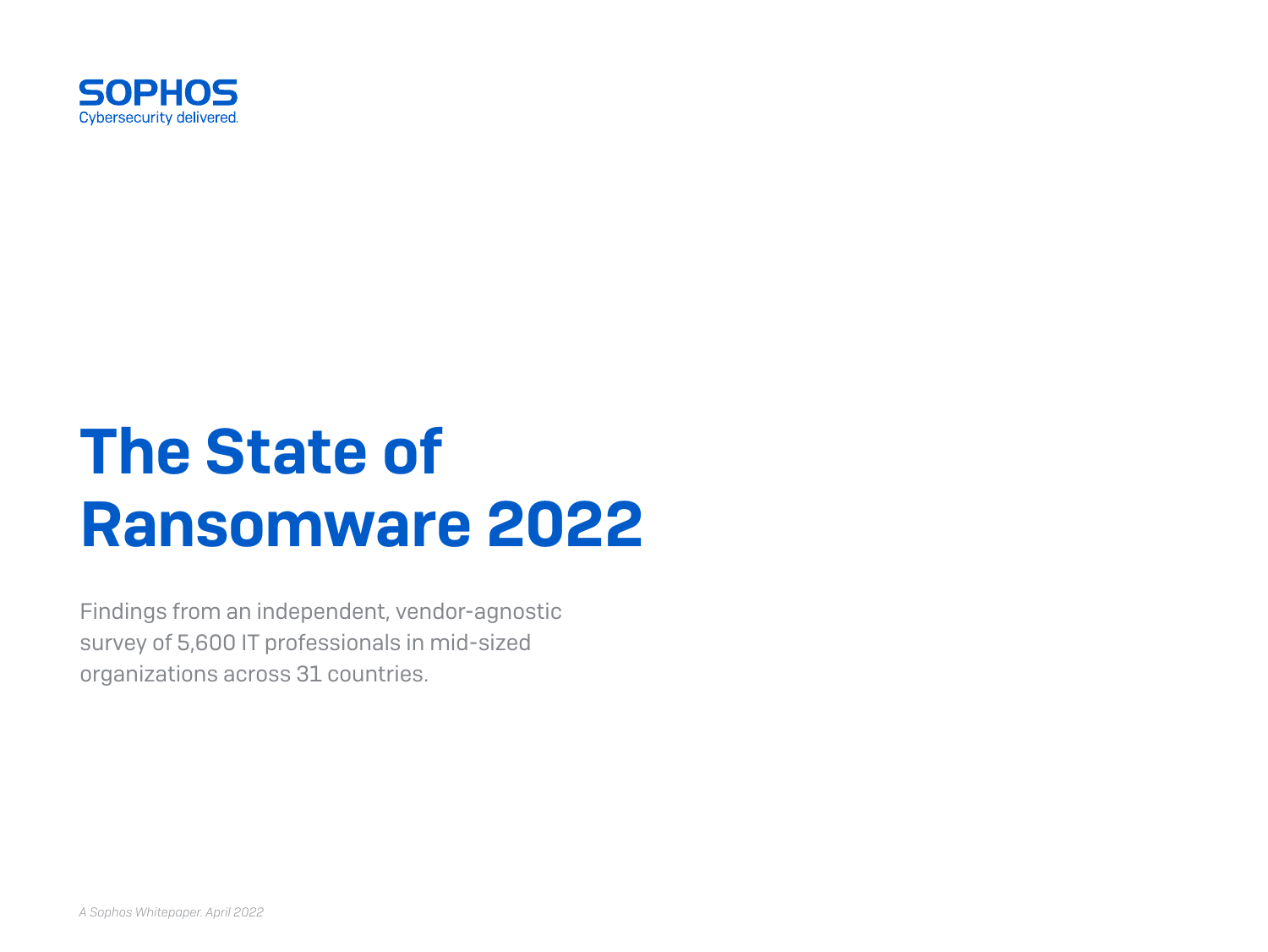SOPHOS

Cybersecurity delivered.

# The State of Ransomware 2022

Findings from an independent, vendor-agnostic survey of 5,600 IT professionals in mid-sized organizations across 31 countries.

*A Sophos Whitepaper. April 2022*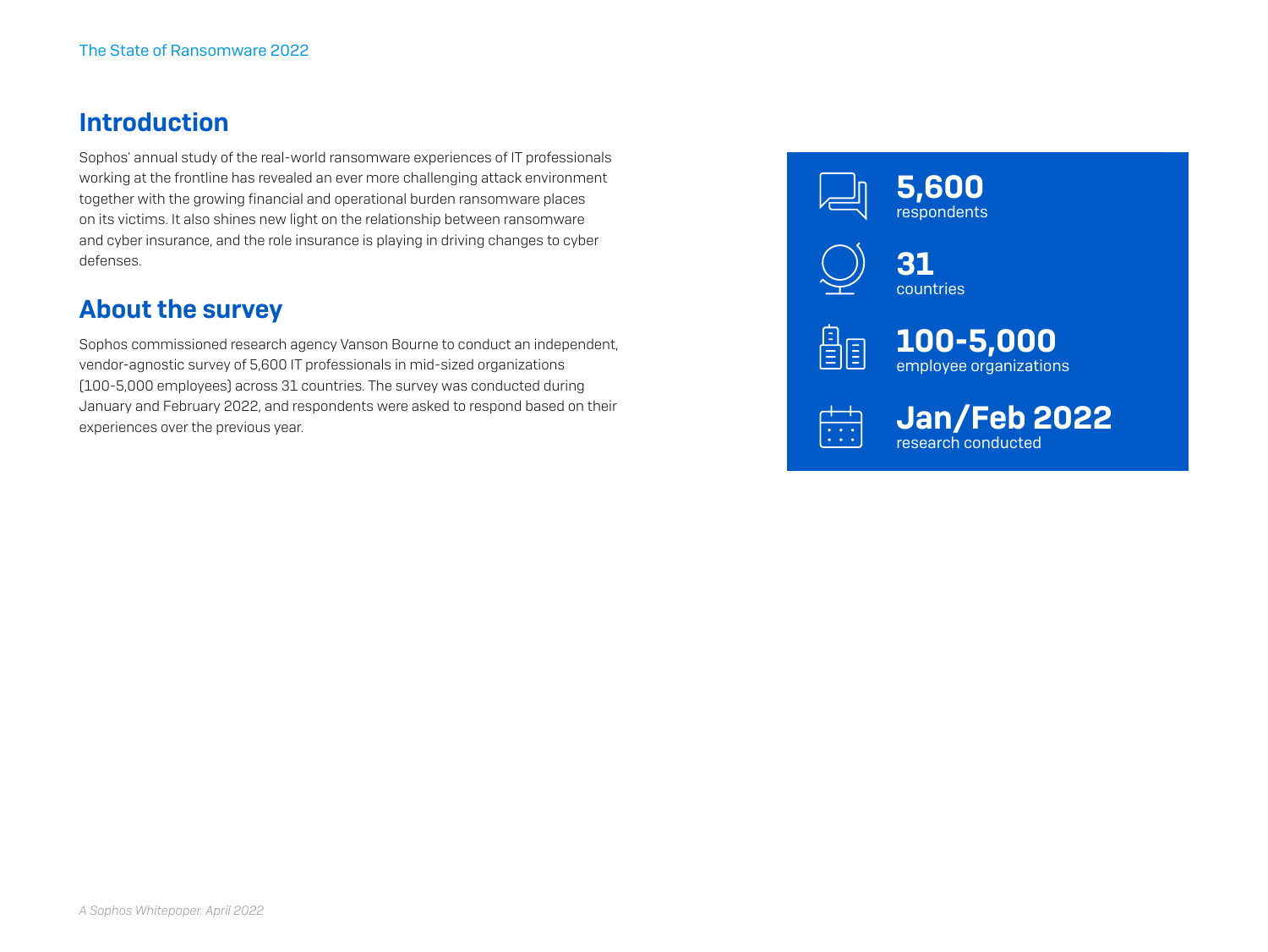## Introduction

Sophos' annual study of the real-world ransomware experiences of IT professionals working at the frontline has revealed an ever more challenging attack environment together with the growing financial and operational burden ransomware places on its victims. It also shines new light on the relationship between ransomware and cyber insurance, and the role insurance is playing in driving changes to cyber defenses.

## About the survey

Sophos commissioned research agency Vanson Bourne to conduct an independent, vendor-agnostic survey of 5,600 IT professionals in mid-sized organizations (100-5,000 employees) across 31 countries. The survey was conducted during January and February 2022, and respondents were asked to respond based on their experiences over the previous year.

**5,600**
respondents

**31**
countries

**100-5,000**
employee organizations

**Jan/Feb 2022**
research conducted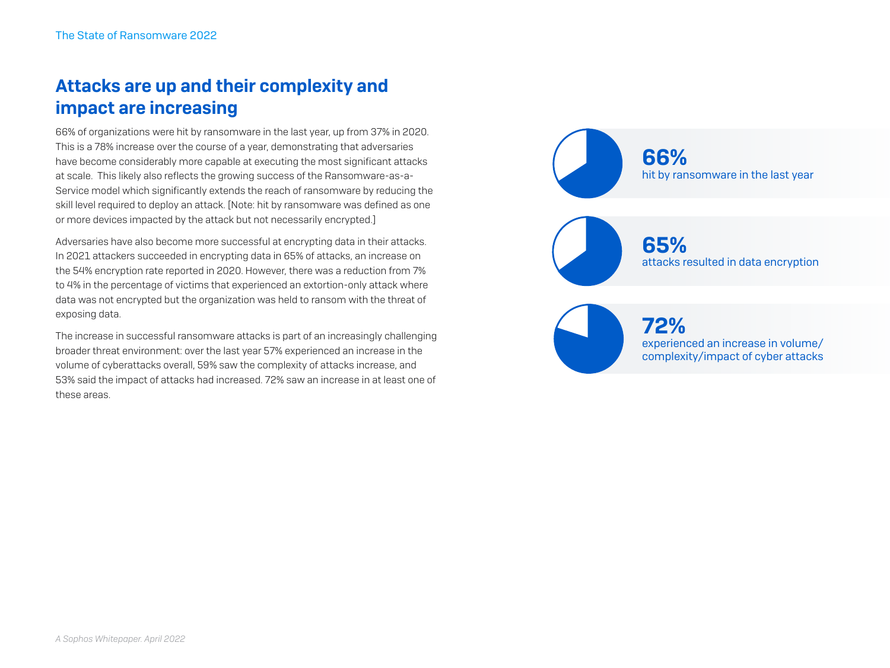## Attacks are up and their complexity and impact are increasing

66% of organizations were hit by ransomware in the last year, up from 37% in 2020. This is a 78% increase over the course of a year, demonstrating that adversaries have become considerably more capable at executing the most significant attacks at scale. This likely also reflects the growing success of the Ransomware-as-a-Service model which significantly extends the reach of ransomware by reducing the skill level required to deploy an attack. [Note: hit by ransomware was defined as one or more devices impacted by the attack but not necessarily encrypted.]

Adversaries have also become more successful at encrypting data in their attacks. In 2021 attackers succeeded in encrypting data in 65% of attacks, an increase on the 54% encryption rate reported in 2020. However, there was a reduction from 7% to 4% in the percentage of victims that experienced an extortion-only attack where data was not encrypted but the organization was held to ransom with the threat of exposing data.

The increase in successful ransomware attacks is part of an increasingly challenging broader threat environment: over the last year 57% experienced an increase in the volume of cyberattacks overall, 59% saw the complexity of attacks increase, and 53% said the impact of attacks had increased. 72% saw an increase in at least one of these areas.

**66%**
hit by ransomware in the last year

**65%**
attacks resulted in data encryption

**72%**
experienced an increase in volume/complexity/impact of cyber attacks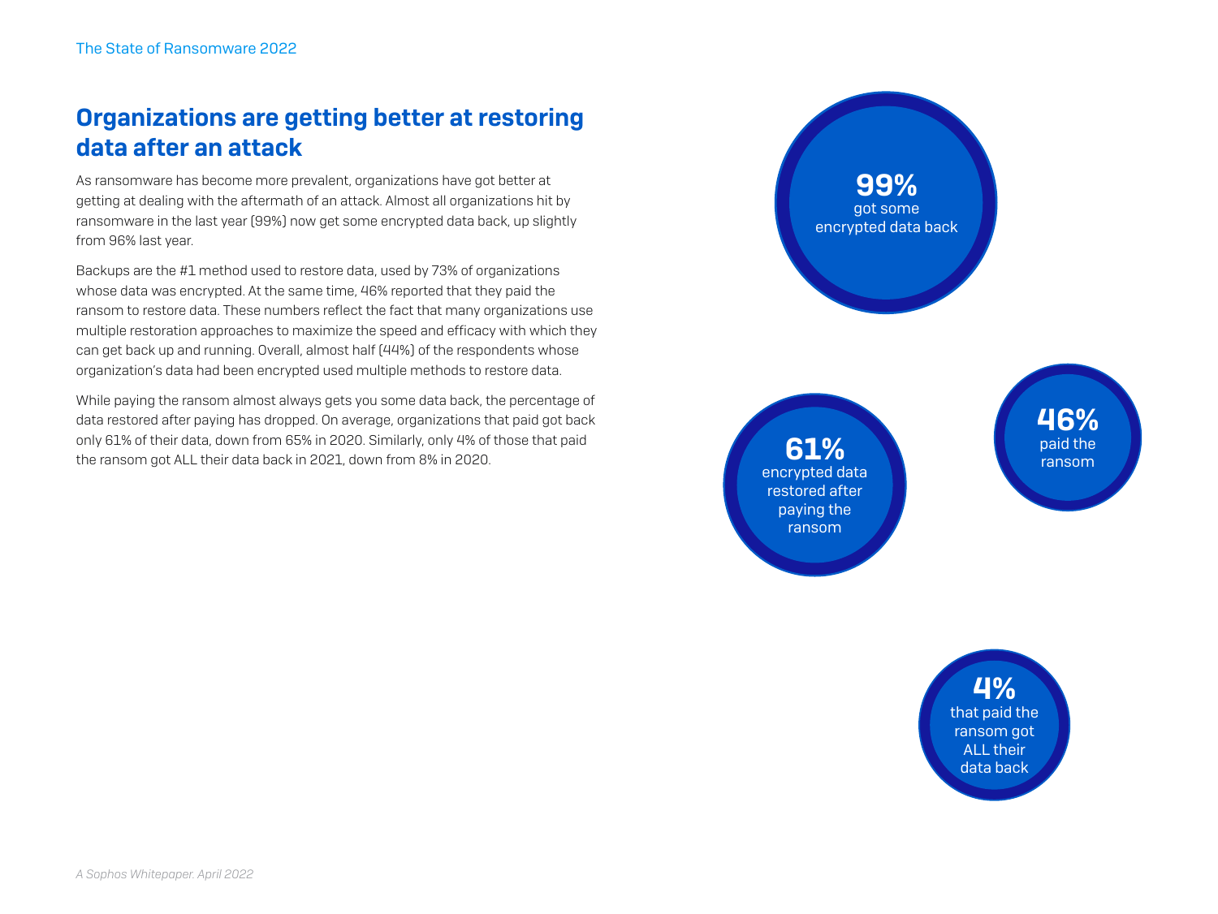## Organizations are getting better at restoring data after an attack

As ransomware has become more prevalent, organizations have got better at getting at dealing with the aftermath of an attack. Almost all organizations hit by ransomware in the last year (99%) now get some encrypted data back, up slightly from 96% last year.

Backups are the #1 method used to restore data, used by 73% of organizations whose data was encrypted. At the same time, 46% reported that they paid the ransom to restore data. These numbers reflect the fact that many organizations use multiple restoration approaches to maximize the speed and efficacy with which they can get back up and running. Overall, almost half (44%) of the respondents whose organization's data had been encrypted used multiple methods to restore data.

While paying the ransom almost always gets you some data back, the percentage of data restored after paying has dropped. On average, organizations that paid got back only 61% of their data, down from 65% in 2020. Similarly, only 4% of those that paid the ransom got ALL their data back in 2021, down from 8% in 2020.

**99%** got some encrypted data back

**61%** encrypted data restored after paying the ransom

**46%** paid the ransom

**4%** that paid the ransom got ALL their data back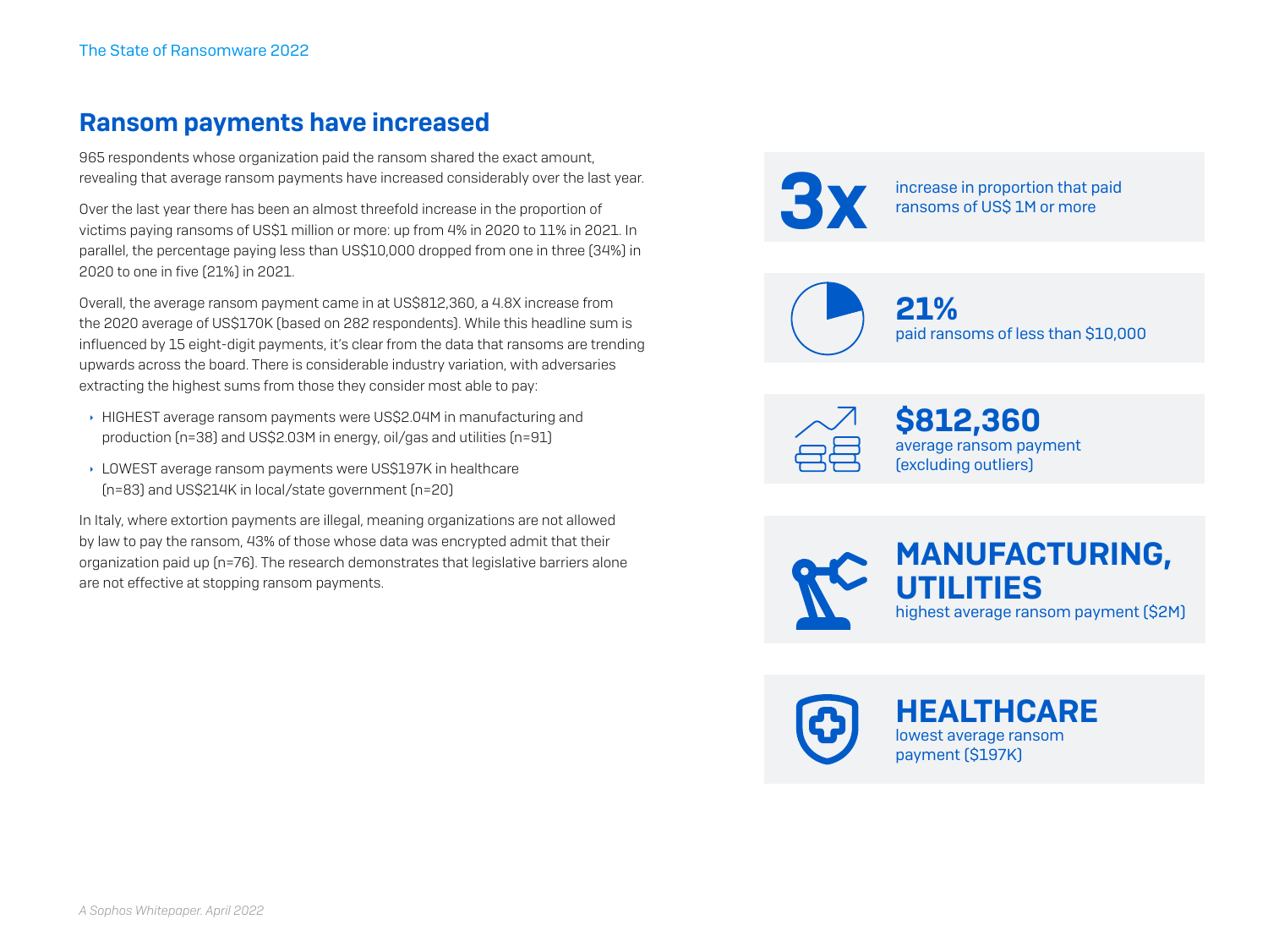## Ransom payments have increased

965 respondents whose organization paid the ransom shared the exact amount, revealing that average ransom payments have increased considerably over the last year.

Over the last year there has been an almost threefold increase in the proportion of victims paying ransoms of US$1 million or more: up from 4% in 2020 to 11% in 2021. In parallel, the percentage paying less than US$10,000 dropped from one in three (34%) in 2020 to one in five (21%) in 2021.

Overall, the average ransom payment came in at US$812,360, a 4.8X increase from the 2020 average of US$170K (based on 282 respondents). While this headline sum is influenced by 15 eight-digit payments, it's clear from the data that ransoms are trending upwards across the board. There is considerable industry variation, with adversaries extracting the highest sums from those they consider most able to pay:

- HIGHEST average ransom payments were US$2.04M in manufacturing and production (n=38) and US$2.03M in energy, oil/gas and utilities (n=91)
- LOWEST average ransom payments were US$197K in healthcare (n=83) and US$214K in local/state government (n=20)

In Italy, where extortion payments are illegal, meaning organizations are not allowed by law to pay the ransom, 43% of those whose data was encrypted admit that their organization paid up (n=76). The research demonstrates that legislative barriers alone are not effective at stopping ransom payments.

**3x** increase in proportion that paid ransoms of US$ 1M or more

**21%** paid ransoms of less than $10,000

**$812,360** average ransom payment (excluding outliers)

**MANUFACTURING, UTILITIES** highest average ransom payment ($2M)

**HEALTHCARE** lowest average ransom payment ($197K)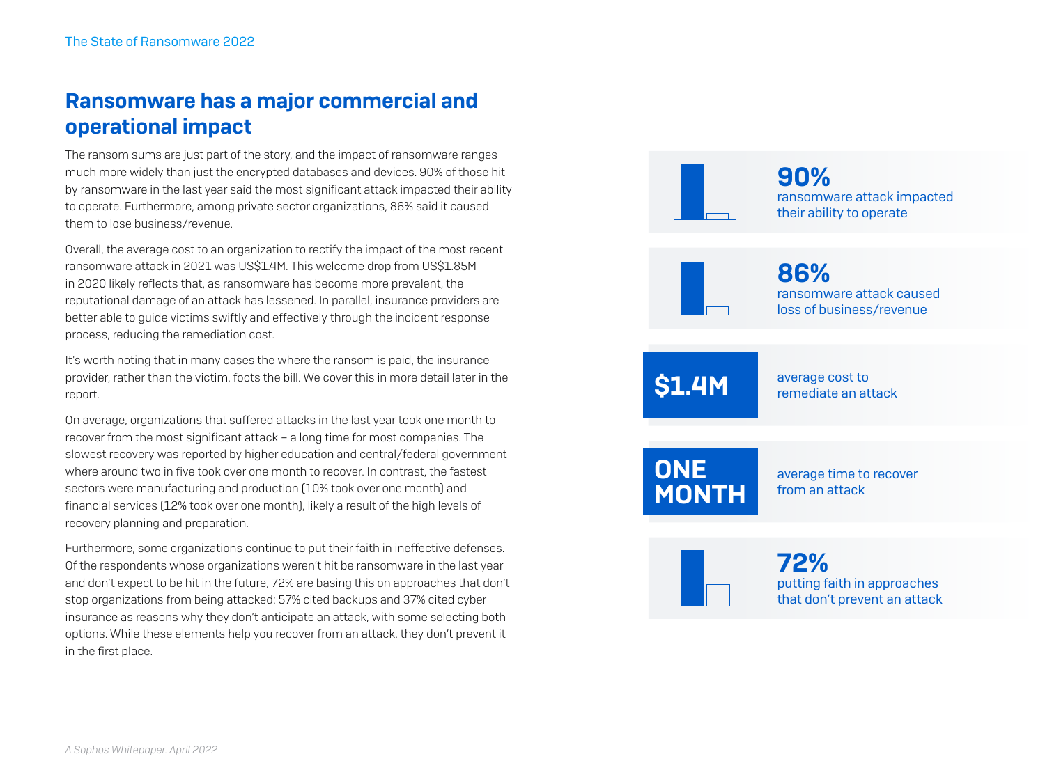## Ransomware has a major commercial and operational impact

The ransom sums are just part of the story, and the impact of ransomware ranges much more widely than just the encrypted databases and devices. 90% of those hit by ransomware in the last year said the most significant attack impacted their ability to operate. Furthermore, among private sector organizations, 86% said it caused them to lose business/revenue.

Overall, the average cost to an organization to rectify the impact of the most recent ransomware attack in 2021 was US$1.4M. This welcome drop from US$1.85M in 2020 likely reflects that, as ransomware has become more prevalent, the reputational damage of an attack has lessened. In parallel, insurance providers are better able to guide victims swiftly and effectively through the incident response process, reducing the remediation cost.

It's worth noting that in many cases the where the ransom is paid, the insurance provider, rather than the victim, foots the bill. We cover this in more detail later in the report.

On average, organizations that suffered attacks in the last year took one month to recover from the most significant attack – a long time for most companies. The slowest recovery was reported by higher education and central/federal government where around two in five took over one month to recover. In contrast, the fastest sectors were manufacturing and production (10% took over one month) and financial services (12% took over one month), likely a result of the high levels of recovery planning and preparation.

Furthermore, some organizations continue to put their faith in ineffective defenses. Of the respondents whose organizations weren't hit be ransomware in the last year and don't expect to be hit in the future, 72% are basing this on approaches that don't stop organizations from being attacked: 57% cited backups and 37% cited cyber insurance as reasons why they don't anticipate an attack, with some selecting both options. While these elements help you recover from an attack, they don't prevent it in the first place.

**90%**
ransomware attack impacted their ability to operate

**86%**
ransomware attack caused loss of business/revenue

**$1.4M**
average cost to remediate an attack

**ONE MONTH**
average time to recover from an attack

**72%**
putting faith in approaches that don't prevent an attack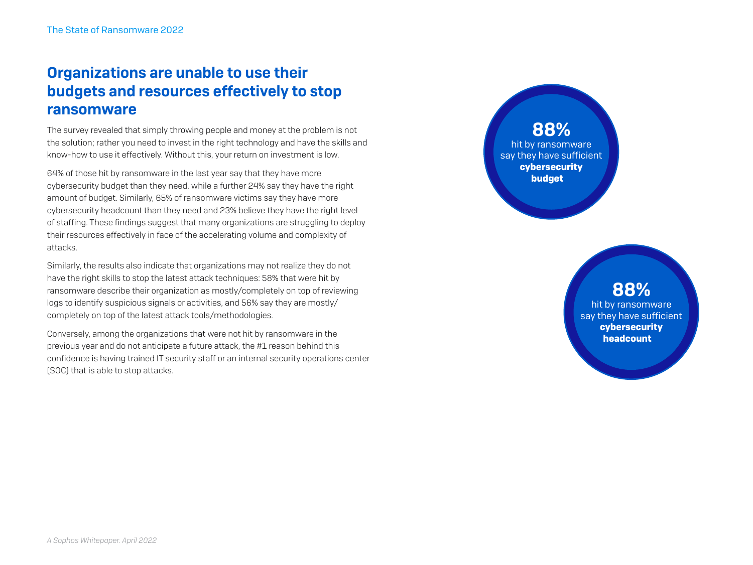## Organizations are unable to use their budgets and resources effectively to stop ransomware

The survey revealed that simply throwing people and money at the problem is not the solution; rather you need to invest in the right technology and have the skills and know-how to use it effectively. Without this, your return on investment is low.

64% of those hit by ransomware in the last year say that they have more cybersecurity budget than they need, while a further 24% say they have the right amount of budget. Similarly, 65% of ransomware victims say they have more cybersecurity headcount than they need and 23% believe they have the right level of staffing. These findings suggest that many organizations are struggling to deploy their resources effectively in face of the accelerating volume and complexity of attacks.

Similarly, the results also indicate that organizations may not realize they do not have the right skills to stop the latest attack techniques: 58% that were hit by ransomware describe their organization as mostly/completely on top of reviewing logs to identify suspicious signals or activities, and 56% say they are mostly/completely on top of the latest attack tools/methodologies.

Conversely, among the organizations that were not hit by ransomware in the previous year and do not anticipate a future attack, the #1 reason behind this confidence is having trained IT security staff or an internal security operations center (SOC) that is able to stop attacks.

**88%**
hit by ransomware say they have sufficient **cybersecurity budget**

**88%**
hit by ransomware say they have sufficient **cybersecurity headcount**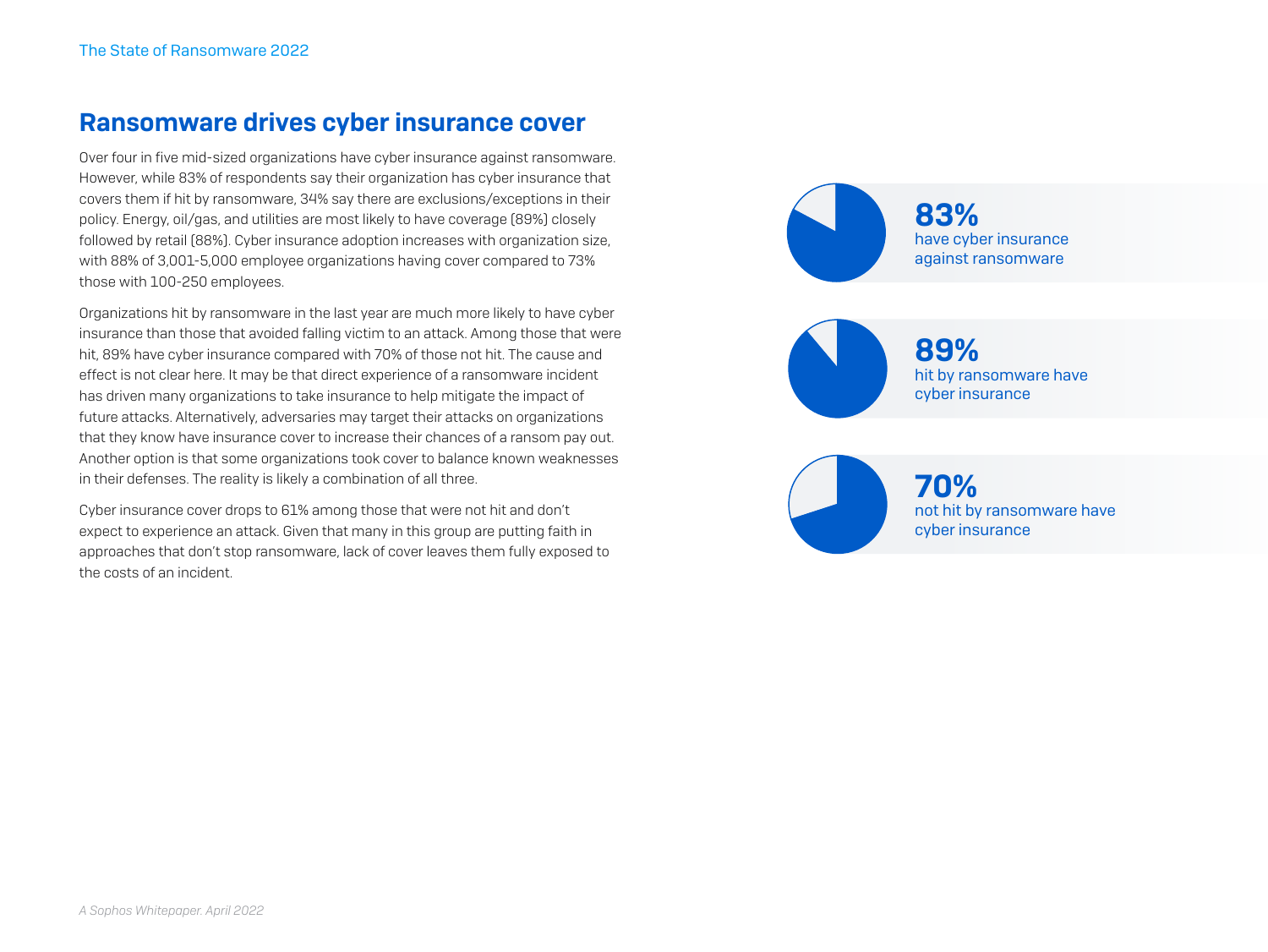## Ransomware drives cyber insurance cover

Over four in five mid-sized organizations have cyber insurance against ransomware. However, while 83% of respondents say their organization has cyber insurance that covers them if hit by ransomware, 34% say there are exclusions/exceptions in their policy. Energy, oil/gas, and utilities are most likely to have coverage (89%) closely followed by retail (88%). Cyber insurance adoption increases with organization size, with 88% of 3,001-5,000 employee organizations having cover compared to 73% those with 100-250 employees.

Organizations hit by ransomware in the last year are much more likely to have cyber insurance than those that avoided falling victim to an attack. Among those that were hit, 89% have cyber insurance compared with 70% of those not hit. The cause and effect is not clear here. It may be that direct experience of a ransomware incident has driven many organizations to take insurance to help mitigate the impact of future attacks. Alternatively, adversaries may target their attacks on organizations that they know have insurance cover to increase their chances of a ransom pay out. Another option is that some organizations took cover to balance known weaknesses in their defenses. The reality is likely a combination of all three.

Cyber insurance cover drops to 61% among those that were not hit and don't expect to experience an attack. Given that many in this group are putting faith in approaches that don't stop ransomware, lack of cover leaves them fully exposed to the costs of an incident.

**83%** have cyber insurance against ransomware

**89%** hit by ransomware have cyber insurance

**70%** not hit by ransomware have cyber insurance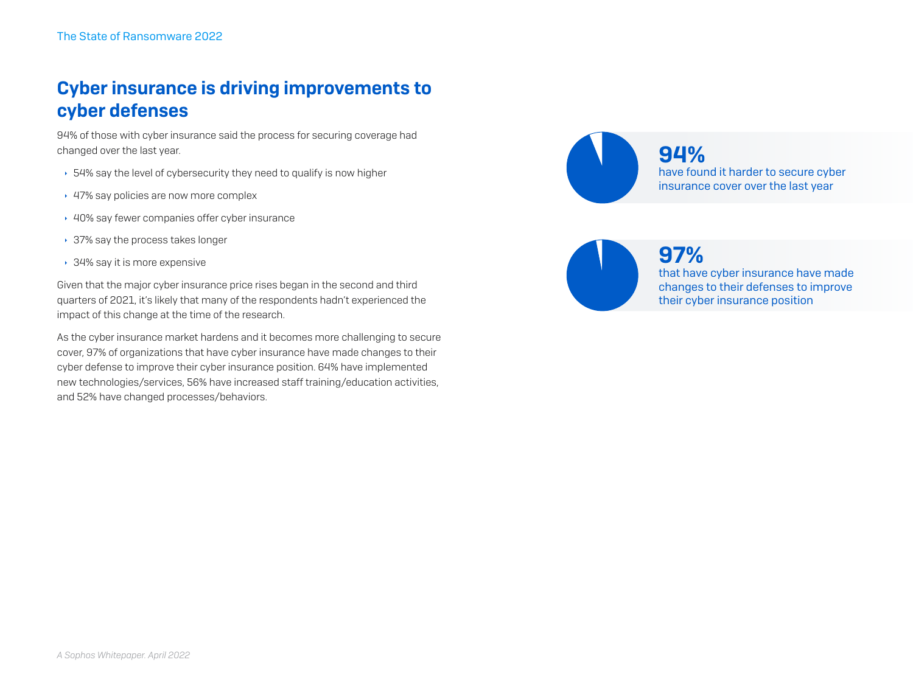## Cyber insurance is driving improvements to cyber defenses

94% of those with cyber insurance said the process for securing coverage had changed over the last year.

- 54% say the level of cybersecurity they need to qualify is now higher
- 47% say policies are now more complex
- 40% say fewer companies offer cyber insurance
- 37% say the process takes longer
- 34% say it is more expensive

Given that the major cyber insurance price rises began in the second and third quarters of 2021, it's likely that many of the respondents hadn't experienced the impact of this change at the time of the research.

As the cyber insurance market hardens and it becomes more challenging to secure cover, 97% of organizations that have cyber insurance have made changes to their cyber defense to improve their cyber insurance position. 64% have implemented new technologies/services, 56% have increased staff training/education activities, and 52% have changed processes/behaviors.

**94%**
have found it harder to secure cyber insurance cover over the last year

**97%**
that have cyber insurance have made changes to their defenses to improve their cyber insurance position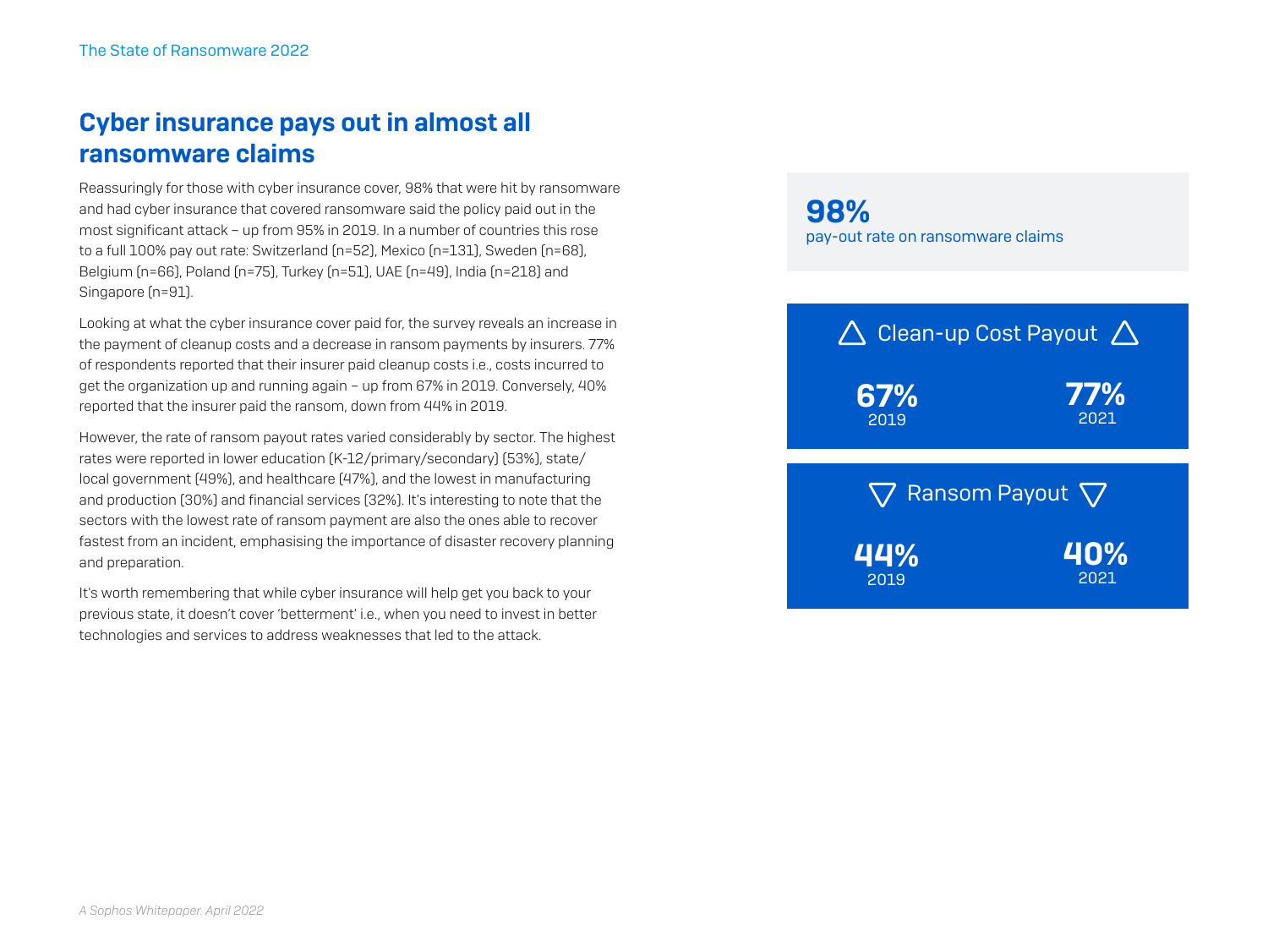## Cyber insurance pays out in almost all ransomware claims

Reassuringly for those with cyber insurance cover, 98% that were hit by ransomware and had cyber insurance that covered ransomware said the policy paid out in the most significant attack – up from 95% in 2019. In a number of countries this rose to a full 100% pay out rate: Switzerland (n=52), Mexico (n=131), Sweden (n=68), Belgium (n=66), Poland (n=75), Turkey (n=51), UAE (n=49), India (n=218) and Singapore (n=91).

Looking at what the cyber insurance cover paid for, the survey reveals an increase in the payment of cleanup costs and a decrease in ransom payments by insurers. 77% of respondents reported that their insurer paid cleanup costs i.e., costs incurred to get the organization up and running again – up from 67% in 2019. Conversely, 40% reported that the insurer paid the ransom, down from 44% in 2019.

However, the rate of ransom payout rates varied considerably by sector. The highest rates were reported in lower education (K-12/primary/secondary) (53%), state/local government (49%), and healthcare (47%), and the lowest in manufacturing and production (30%) and financial services (32%). It's interesting to note that the sectors with the lowest rate of ransom payment are also the ones able to recover fastest from an incident, emphasising the importance of disaster recovery planning and preparation.

It's worth remembering that while cyber insurance will help get you back to your previous state, it doesn't cover 'betterment' i.e., when you need to invest in better technologies and services to address weaknesses that led to the attack.

**98%**
pay-out rate on ransomware claims

△ Clean-up Cost Payout △

| 2019 | 2021 |
|---|---|
| 67% | 77% |

▽ Ransom Payout ▽

| 2019 | 2021 |
|---|---|
| 44% | 40% |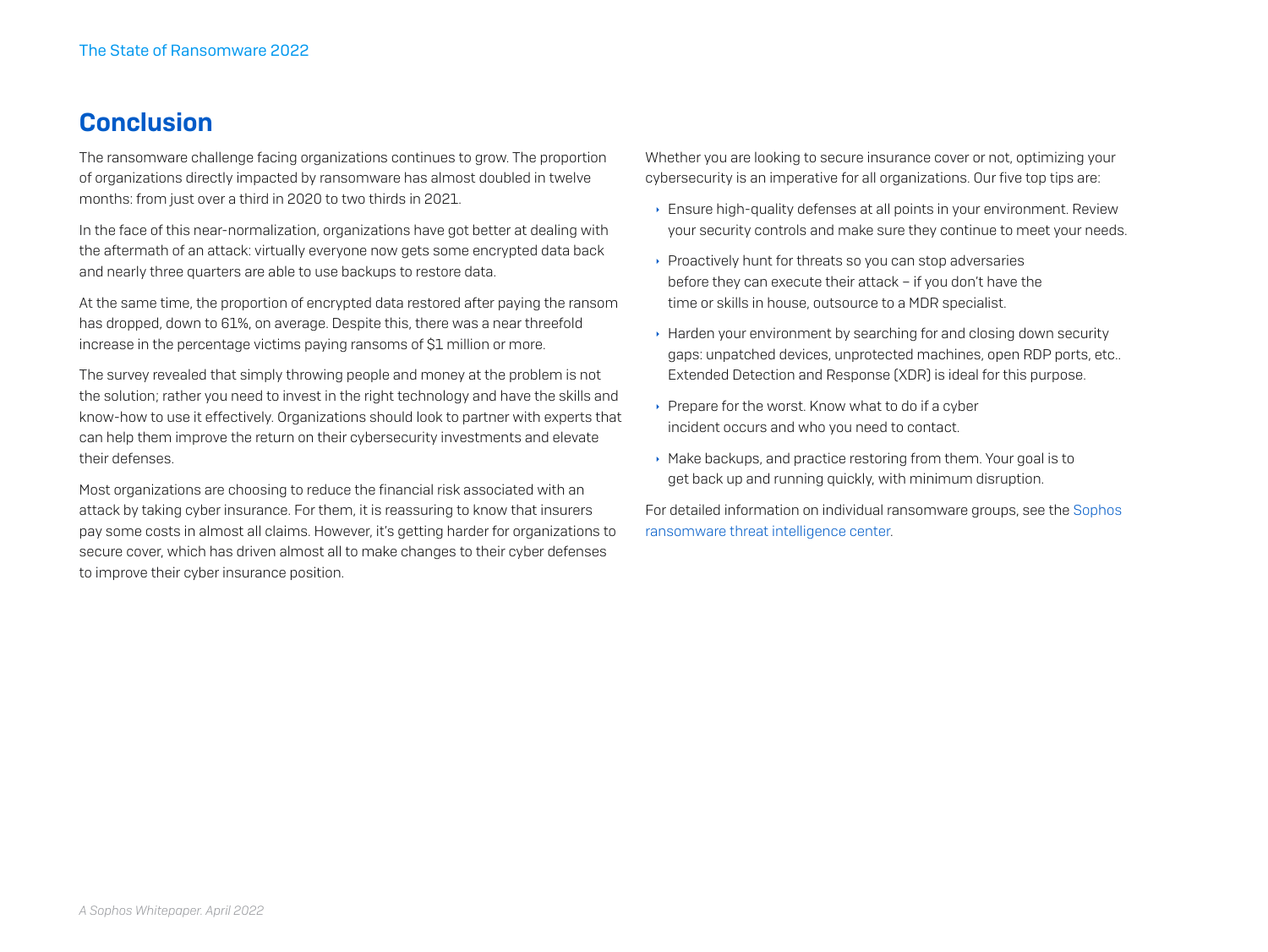## Conclusion

The ransomware challenge facing organizations continues to grow. The proportion of organizations directly impacted by ransomware has almost doubled in twelve months: from just over a third in 2020 to two thirds in 2021.

In the face of this near-normalization, organizations have got better at dealing with the aftermath of an attack: virtually everyone now gets some encrypted data back and nearly three quarters are able to use backups to restore data.

At the same time, the proportion of encrypted data restored after paying the ransom has dropped, down to 61%, on average. Despite this, there was a near threefold increase in the percentage victims paying ransoms of $1 million or more.

The survey revealed that simply throwing people and money at the problem is not the solution; rather you need to invest in the right technology and have the skills and know-how to use it effectively. Organizations should look to partner with experts that can help them improve the return on their cybersecurity investments and elevate their defenses.

Most organizations are choosing to reduce the financial risk associated with an attack by taking cyber insurance. For them, it is reassuring to know that insurers pay some costs in almost all claims. However, it's getting harder for organizations to secure cover, which has driven almost all to make changes to their cyber defenses to improve their cyber insurance position.

Whether you are looking to secure insurance cover or not, optimizing your cybersecurity is an imperative for all organizations. Our five top tips are:

- Ensure high-quality defenses at all points in your environment. Review your security controls and make sure they continue to meet your needs.
- Proactively hunt for threats so you can stop adversaries before they can execute their attack – if you don't have the time or skills in house, outsource to a MDR specialist.
- Harden your environment by searching for and closing down security gaps: unpatched devices, unprotected machines, open RDP ports, etc.. Extended Detection and Response (XDR) is ideal for this purpose.
- Prepare for the worst. Know what to do if a cyber incident occurs and who you need to contact.
- Make backups, and practice restoring from them. Your goal is to get back up and running quickly, with minimum disruption.

For detailed information on individual ransomware groups, see the Sophos ransomware threat intelligence center.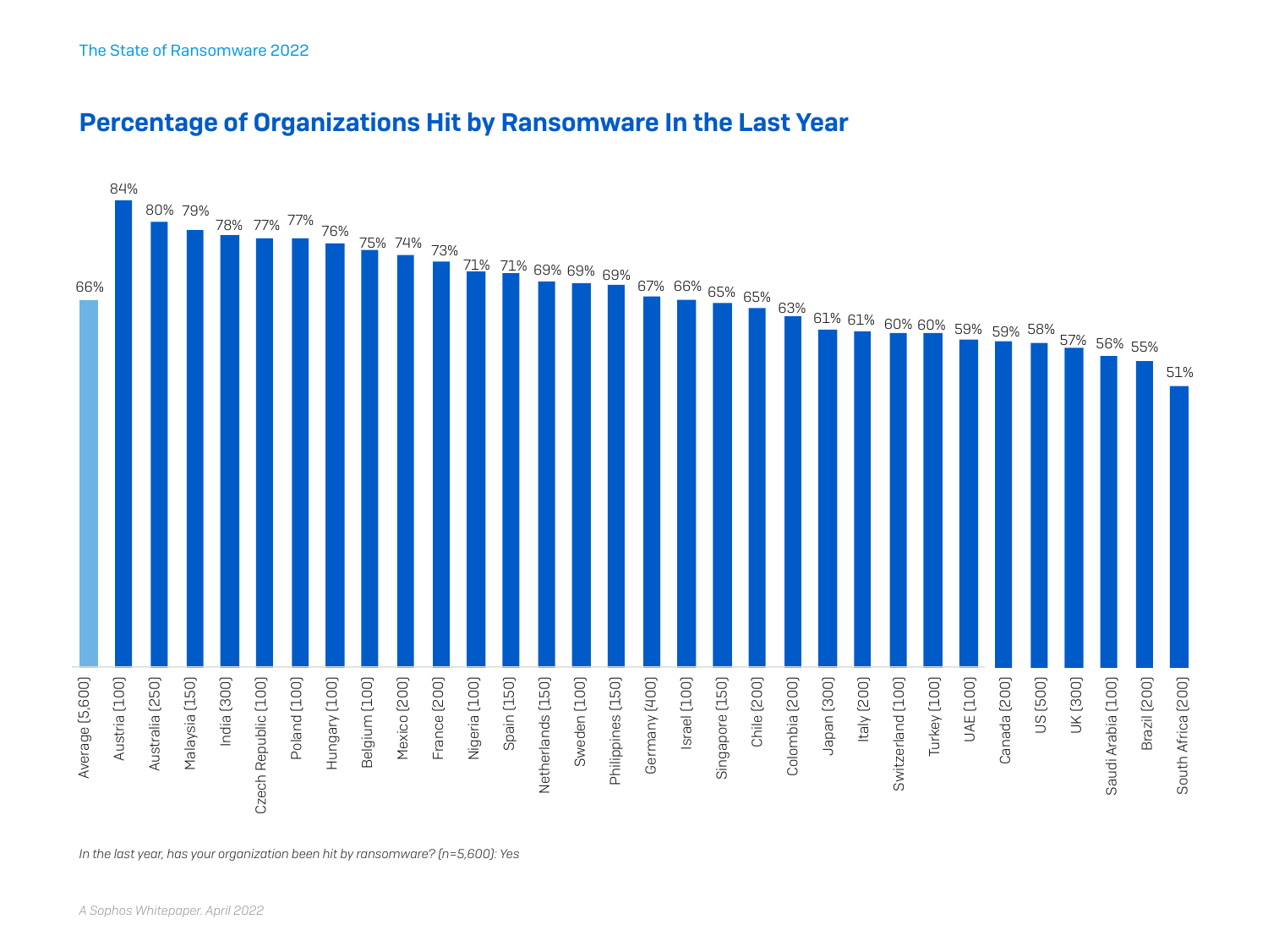## Percentage of Organizations Hit by Ransomware In the Last Year

| Country (n) | Percentage |
|---|---|
| Average (5,600) | 66% |
| Austria (100) | 84% |
| Australia (250) | 80% |
| Malaysia (150) | 79% |
| India (300) | 78% |
| Czech Republic (100) | 77% |
| Poland (100) | 77% |
| Hungary (100) | 76% |
| Belgium (100) | 75% |
| Mexico (200) | 74% |
| France (200) | 73% |
| Nigeria (100) | 71% |
| Spain (150) | 71% |
| Netherlands (150) | 69% |
| Sweden (100) | 69% |
| Philippines (150) | 69% |
| Germany (400) | 67% |
| Israel (100) | 66% |
| Singapore (150) | 65% |
| Chile (200) | 65% |
| Colombia (200) | 63% |
| Japan (300) | 61% |
| Italy (200) | 61% |
| Switzerland (100) | 60% |
| Turkey (100) | 60% |
| UAE (100) | 59% |
| Canada (200) | 59% |
| US (500) | 58% |
| UK (300) | 57% |
| Saudi Arabia (100) | 56% |
| Brazil (200) | 55% |
| South Africa (200) | 51% |

*In the last year, has your organization been hit by ransomware? (n=5,600): Yes*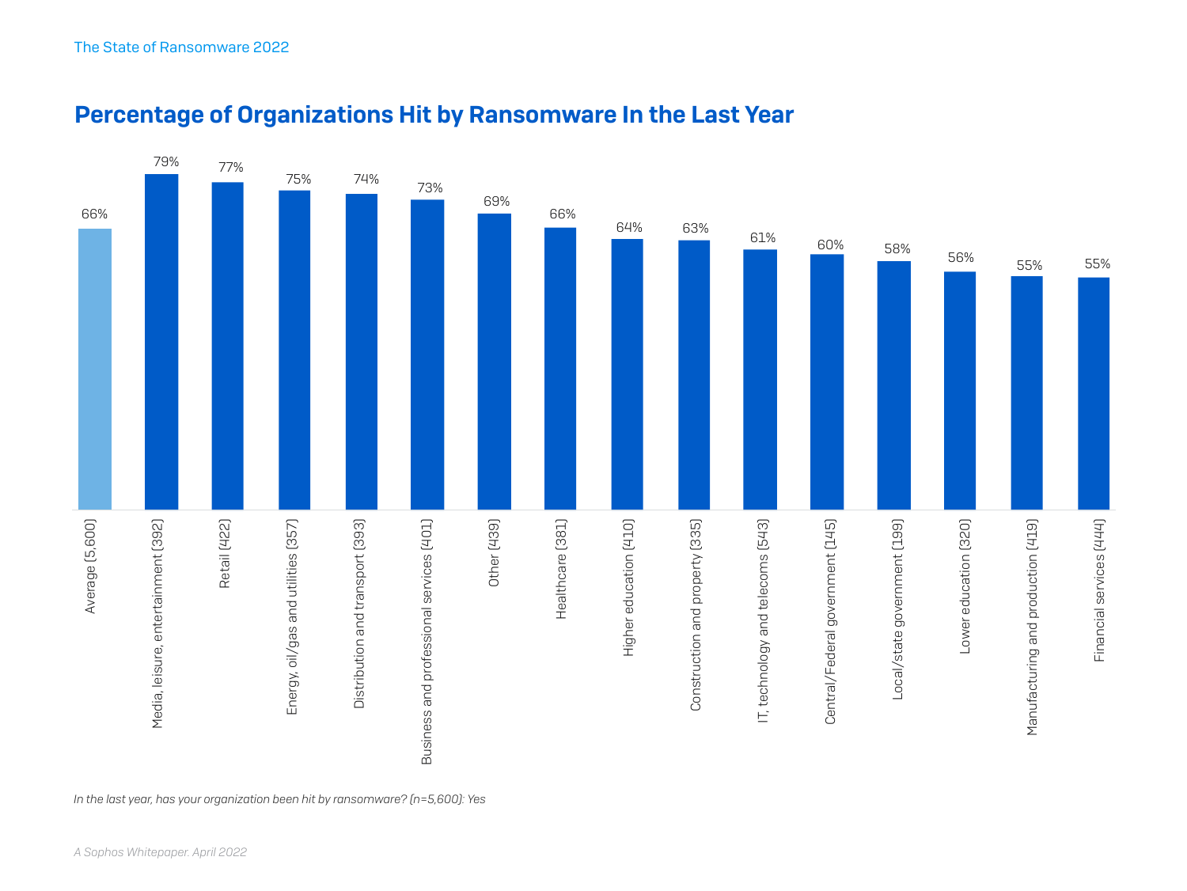## Percentage of Organizations Hit by Ransomware In the Last Year

| Sector | Percentage |
|---|---|
| Average (5,600) | 66% |
| Media, leisure, entertainment (392) | 79% |
| Retail (422) | 77% |
| Energy, oil/gas and utilities (357) | 75% |
| Distribution and transport (393) | 74% |
| Business and professional services (401) | 73% |
| Other (439) | 69% |
| Healthcare (381) | 66% |
| Higher education (410) | 64% |
| Construction and property (335) | 63% |
| IT, technology and telecoms (543) | 61% |
| Central/Federal government (145) | 60% |
| Local/state government (199) | 58% |
| Lower education (320) | 56% |
| Manufacturing and production (419) | 55% |
| Financial services (444) | 55% |

*In the last year, has your organization been hit by ransomware? (n=5,600): Yes*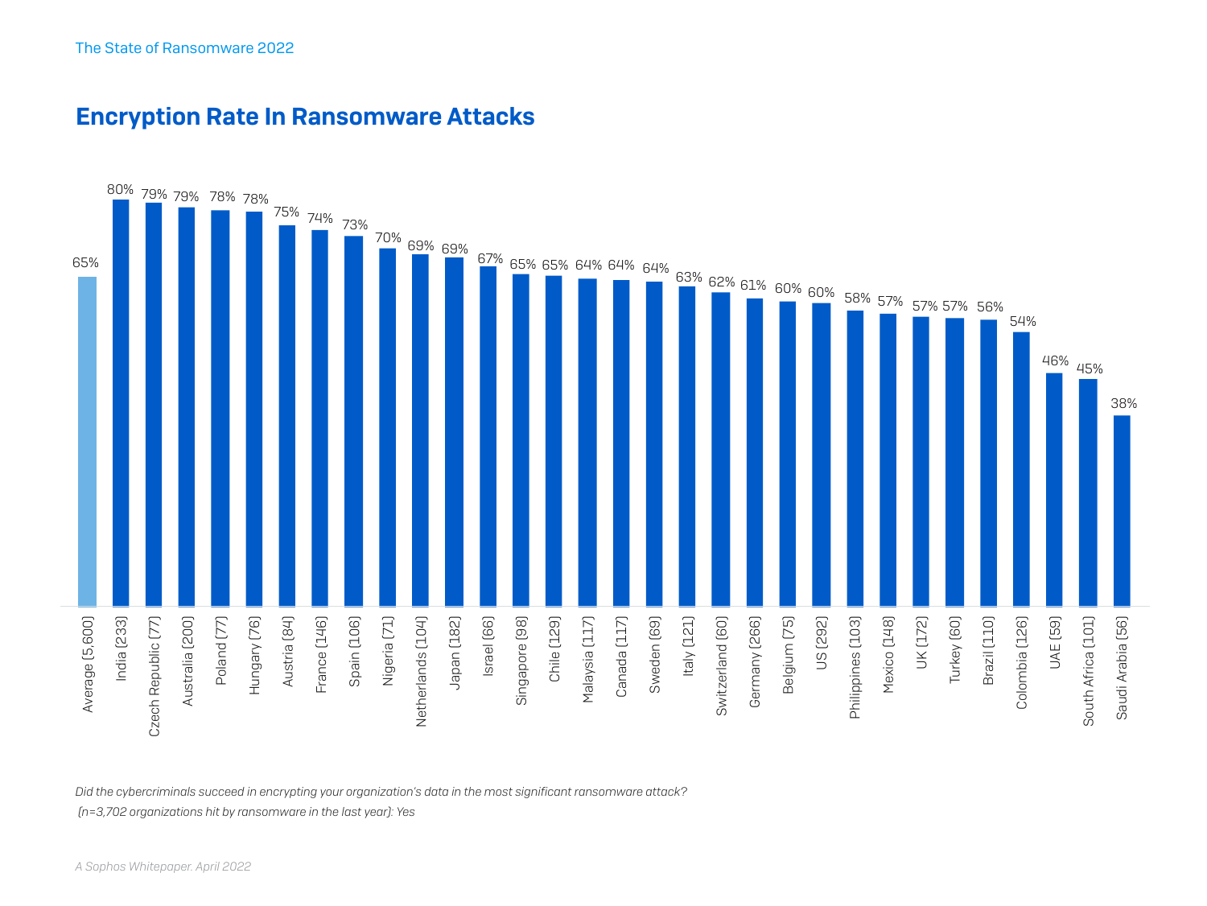## Encryption Rate In Ransomware Attacks

| Country | Encryption Rate |
| --- | --- |
| Average [5,600] | 65% |
| India [233] | 80% |
| Czech Republic [77] | 79% |
| Australia [200] | 79% |
| Poland [77] | 78% |
| Hungary [76] | 78% |
| Austria [84] | 75% |
| France [146] | 74% |
| Spain [106] | 73% |
| Nigeria [71] | 70% |
| Netherlands [104] | 69% |
| Japan [182] | 69% |
| Israel [66] | 67% |
| Singapore [98] | 65% |
| Chile [129] | 65% |
| Malaysia [117] | 64% |
| Canada [117] | 64% |
| Sweden [69] | 64% |
| Italy [121] | 63% |
| Switzerland [60] | 62% |
| Germany [266] | 61% |
| Belgium [75] | 60% |
| US [292] | 60% |
| Philippines [103] | 58% |
| Mexico [148] | 57% |
| UK [172] | 57% |
| Turkey [60] | 57% |
| Brazil [110] | 56% |
| Colombia [126] | 54% |
| UAE [59] | 46% |
| South Africa [101] | 45% |
| Saudi Arabia [56] | 38% |

*Did the cybercriminals succeed in encrypting your organization's data in the most significant ransomware attack? (n=3,702 organizations hit by ransomware in the last year): Yes*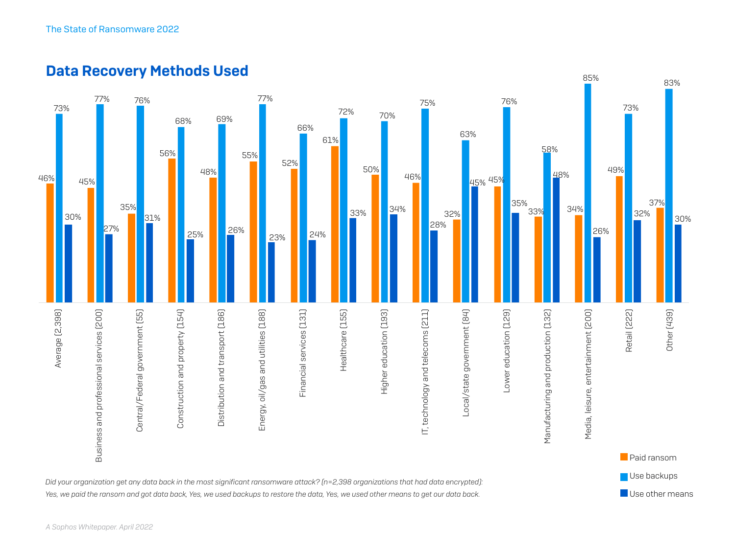## Data Recovery Methods Used

| Sector | Paid ransom | Use backups | Use other means |
|---|---|---|---|
| Average (2,398) | 46% | 73% | 30% |
| Business and professional services (200) | 45% | 77% | 27% |
| Central/Federal government (55) | 35% | 76% | 31% |
| Construction and property (154) | 56% | 68% | 25% |
| Distribution and transport (186) | 48% | 69% | 26% |
| Energy, oil/gas and utilities (188) | 55% | 77% | 23% |
| Financial services (131) | 52% | 66% | 24% |
| Healthcare (155) | 61% | 72% | 33% |
| Higher education (193) | 50% | 70% | 34% |
| IT, technology and telecoms (211) | 46% | 75% | 28% |
| Local/state government (84) | 32% | 63% | 45% |
| Lower education (129) | 45% | 76% | 35% |
| Manufacturing and production (132) | 33% | 58% | 48% |
| Media, leisure, entertainment (200) | 34% | 85% | 26% |
| Retail (222) | 49% | 73% | 32% |
| Other (439) | 37% | 83% | 30% |

*Did your organization get any data back in the most significant ransomware attack? (n=2,398 organizations that had data encrypted): Yes, we paid the ransom and got data back, Yes, we used backups to restore the data, Yes, we used other means to get our data back.*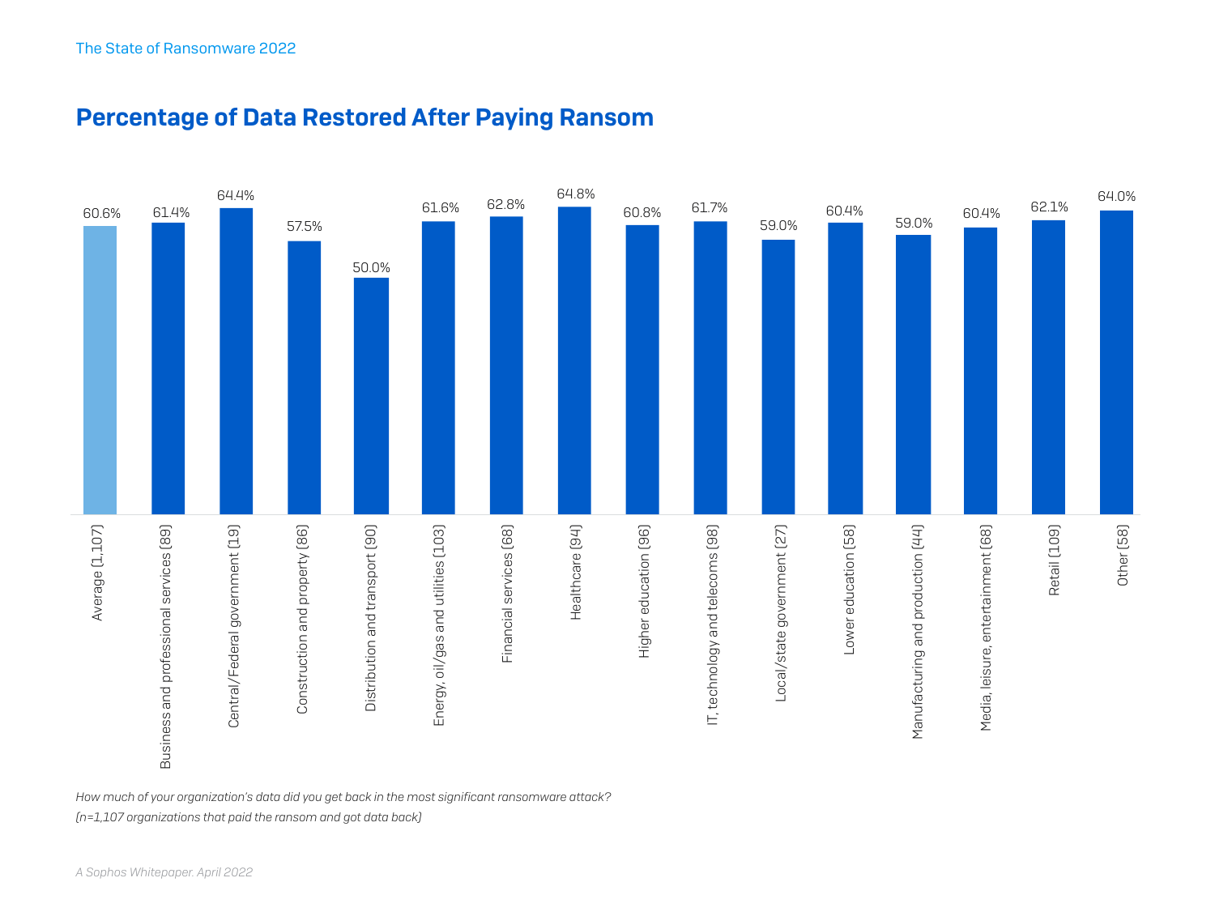## Percentage of Data Restored After Paying Ransom

| Sector | Percentage of data restored |
|---|---|
| Average (1,107) | 60.6% |
| Business and professional services (89) | 61.4% |
| Central/Federal government (19) | 64.4% |
| Construction and property (86) | 57.5% |
| Distribution and transport (90) | 50.0% |
| Energy, oil/gas and utilities (103) | 61.6% |
| Financial services (68) | 62.8% |
| Healthcare (94) | 64.8% |
| Higher education (96) | 60.8% |
| IT, technology and telecoms (98) | 61.7% |
| Local/state government (27) | 59.0% |
| Lower education (58) | 60.4% |
| Manufacturing and production (44) | 59.0% |
| Media, leisure, entertainment (68) | 60.4% |
| Retail (109) | 62.1% |
| Other (58) | 64.0% |

*How much of your organization's data did you get back in the most significant ransomware attack? (n=1,107 organizations that paid the ransom and got data back)*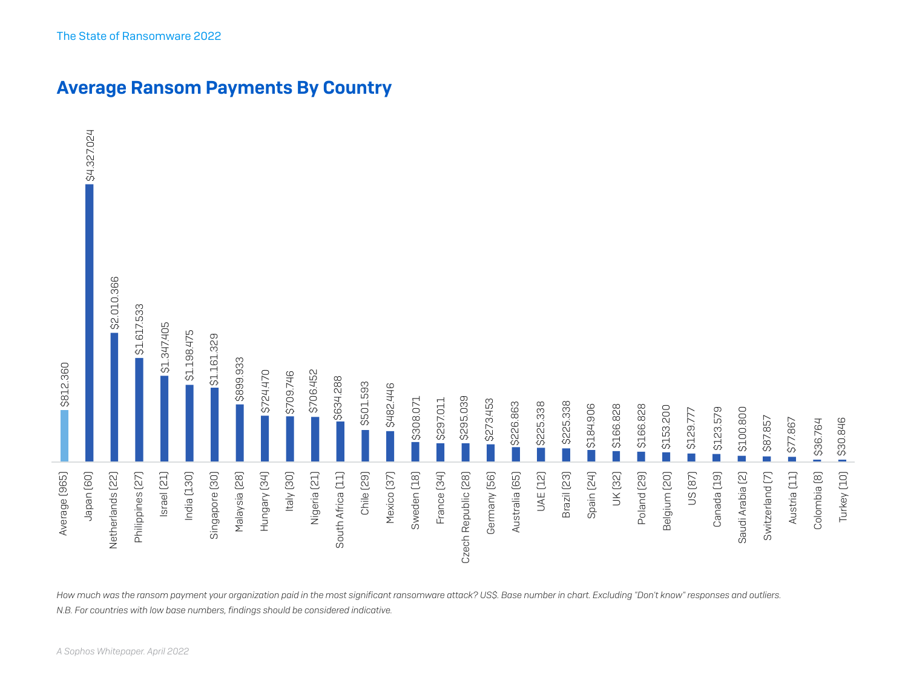## Average Ransom Payments By Country

| Country (base) | Average Ransom Payment |
|---|---|
| Average [965] | $812.360 |
| Japan [60] | $4.327.024 |
| Netherlands [22] | $2.010.366 |
| Philippines [27] | $1.617.533 |
| Israel [21] | $1.347405 |
| India [130] | $1.198.475 |
| Singapore [30] | $1.161.329 |
| Malaysia [28] | $899.933 |
| Hungary [34] | $724.470 |
| Italy [30] | $709.746 |
| Nigeria [21] | $706.452 |
| South Africa [11] | $634.288 |
| Chile [29] | $501.593 |
| Mexico [37] | $482.446 |
| Sweden [18] | $308.071 |
| France [34] | $297.011 |
| Czech Republic [28] | $295.039 |
| Germany [56] | $273.453 |
| Australia [65] | $226.863 |
| UAE [12] | $225.338 |
| Brazil [23] | $225.338 |
| Spain [24] | $184.906 |
| UK [32] | $166.828 |
| Poland [29] | $166.828 |
| Belgium [20] | $153.200 |
| US [87] | $129.777 |
| Canada [19] | $123.579 |
| Saudi Arabia [2] | $100.800 |
| Switzerland [7] | $87.857 |
| Austria [11] | $77.867 |
| Colombia [8] | $36.764 |
| Turkey [10] | $30.846 |

*How much was the ransom payment your organization paid in the most significant ransomware attack? US$. Base number in chart. Excluding "Don't know" responses and outliers.*

*N.B. For countries with low base numbers, findings should be considered indicative.*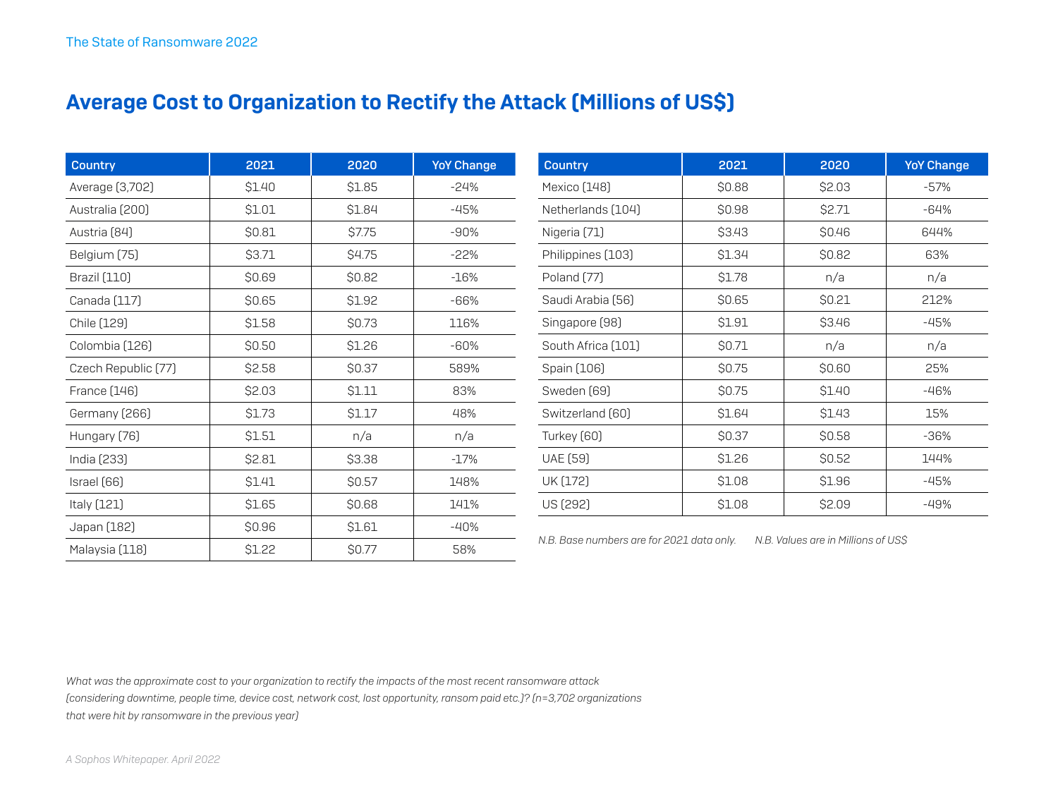## Average Cost to Organization to Rectify the Attack (Millions of US$)

| Country | 2021 | 2020 | YoY Change |
|---|---|---|---|
| Average (3,702) | $1.40 | $1.85 | -24% |
| Australia (200) | $1.01 | $1.84 | -45% |
| Austria (84) | $0.81 | $7.75 | -90% |
| Belgium (75) | $3.71 | $4.75 | -22% |
| Brazil (110) | $0.69 | $0.82 | -16% |
| Canada (117) | $0.65 | $1.92 | -66% |
| Chile (129) | $1.58 | $0.73 | 116% |
| Colombia (126) | $0.50 | $1.26 | -60% |
| Czech Republic (77) | $2.58 | $0.37 | 589% |
| France (146) | $2.03 | $1.11 | 83% |
| Germany (266) | $1.73 | $1.17 | 48% |
| Hungary (76) | $1.51 | n/a | n/a |
| India (233) | $2.81 | $3.38 | -17% |
| Israel (66) | $1.41 | $0.57 | 148% |
| Italy (121) | $1.65 | $0.68 | 141% |
| Japan (182) | $0.96 | $1.61 | -40% |
| Malaysia (118) | $1.22 | $0.77 | 58% |
| Mexico (148) | $0.88 | $2.03 | -57% |
| Netherlands (104) | $0.98 | $2.71 | -64% |
| Nigeria (71) | $3.43 | $0.46 | 644% |
| Philippines (103) | $1.34 | $0.82 | 63% |
| Poland (77) | $1.78 | n/a | n/a |
| Saudi Arabia (56) | $0.65 | $0.21 | 212% |
| Singapore (98) | $1.91 | $3.46 | -45% |
| South Africa (101) | $0.71 | n/a | n/a |
| Spain (106) | $0.75 | $0.60 | 25% |
| Sweden (69) | $0.75 | $1.40 | -46% |
| Switzerland (60) | $1.64 | $1.43 | 15% |
| Turkey (60) | $0.37 | $0.58 | -36% |
| UAE (59) | $1.26 | $0.52 | 144% |
| UK (172) | $1.08 | $1.96 | -45% |
| US (292) | $1.08 | $2.09 | -49% |

*N.B. Base numbers are for 2021 data only.* *N.B. Values are in Millions of US$*

*What was the approximate cost to your organization to rectify the impacts of the most recent ransomware attack (considering downtime, people time, device cost, network cost, lost opportunity, ransom paid etc.)? (n=3,702 organizations that were hit by ransomware in the previous year)*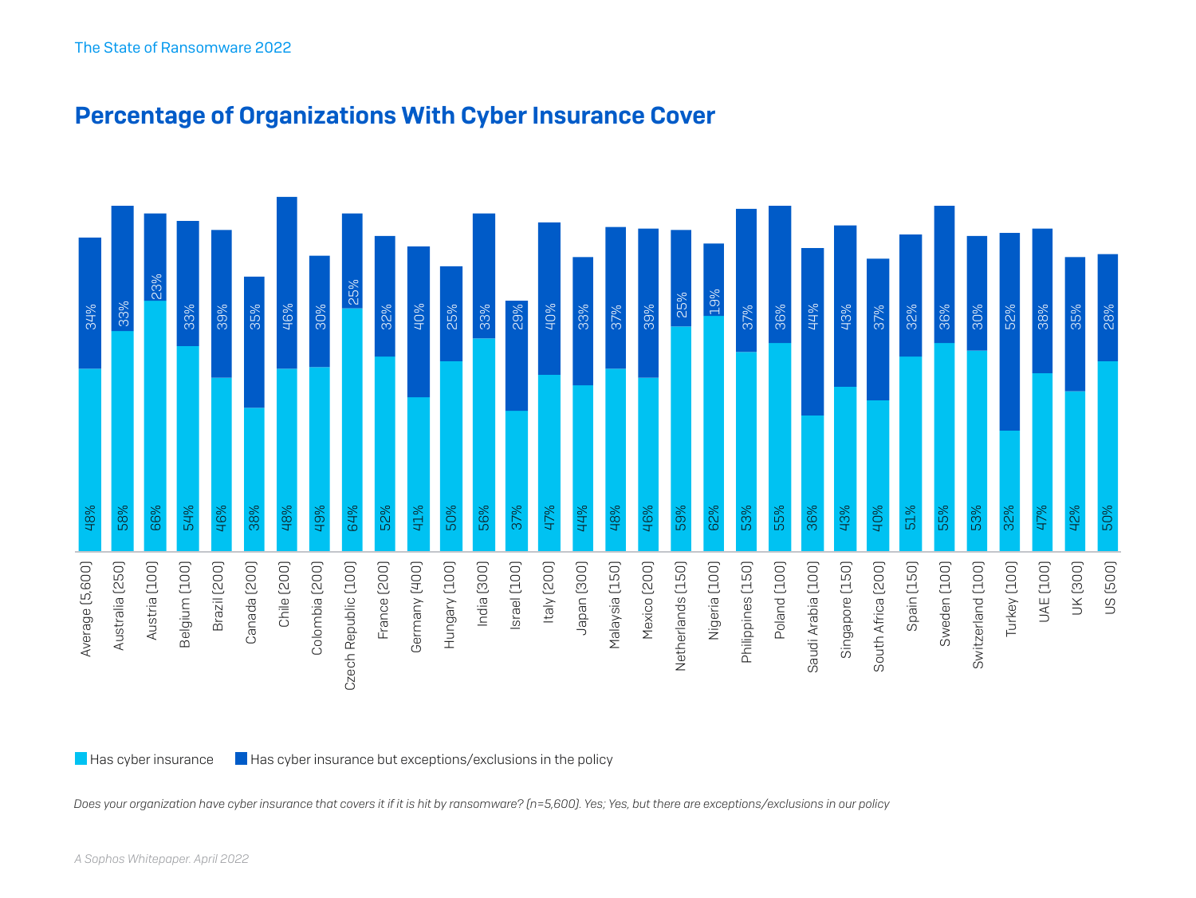## Percentage of Organizations With Cyber Insurance Cover

| Country | Has cyber insurance | Has cyber insurance but exceptions/exclusions in the policy |
|---|---|---|
| Average [5,600] | 48% | 34% |
| Australia [250] | 58% | 33% |
| Austria [100] | 66% | 23% |
| Belgium [100] | 54% | 33% |
| Brazil [200] | 46% | 39% |
| Canada [200] | 38% | 35% |
| Chile [200] | 48% | 46% |
| Colombia [200] | 49% | 30% |
| Czech Republic [100] | 64% | 25% |
| France [200] | 52% | 32% |
| Germany [400] | 41% | 40% |
| Hungary [100] | 50% | 25% |
| India [300] | 56% | 33% |
| Israel [100] | 37% | 29% |
| Italy [200] | 47% | 40% |
| Japan [300] | 44% | 33% |
| Malaysia [150] | 48% | 37% |
| Mexico [200] | 46% | 39% |
| Netherlands [150] | 59% | 25% |
| Nigeria [100] | 62% | 19% |
| Philippines [150] | 53% | 37% |
| Poland [100] | 55% | 36% |
| Saudi Arabia [100] | 36% | 44% |
| Singapore [150] | 43% | 43% |
| South Africa [200] | 40% | 37% |
| Spain [150] | 51% | 32% |
| Sweden [100] | 55% | 36% |
| Switzerland [100] | 53% | 30% |
| Turkey [100] | 32% | 52% |
| UAE [100] | 47% | 38% |
| UK [300] | 42% | 35% |
| US [500] | 50% | 28% |

■ Has cyber insurance ■ Has cyber insurance but exceptions/exclusions in the policy

*Does your organization have cyber insurance that covers it if it is hit by ransomware? (n=5,600). Yes; Yes, but there are exceptions/exclusions in our policy*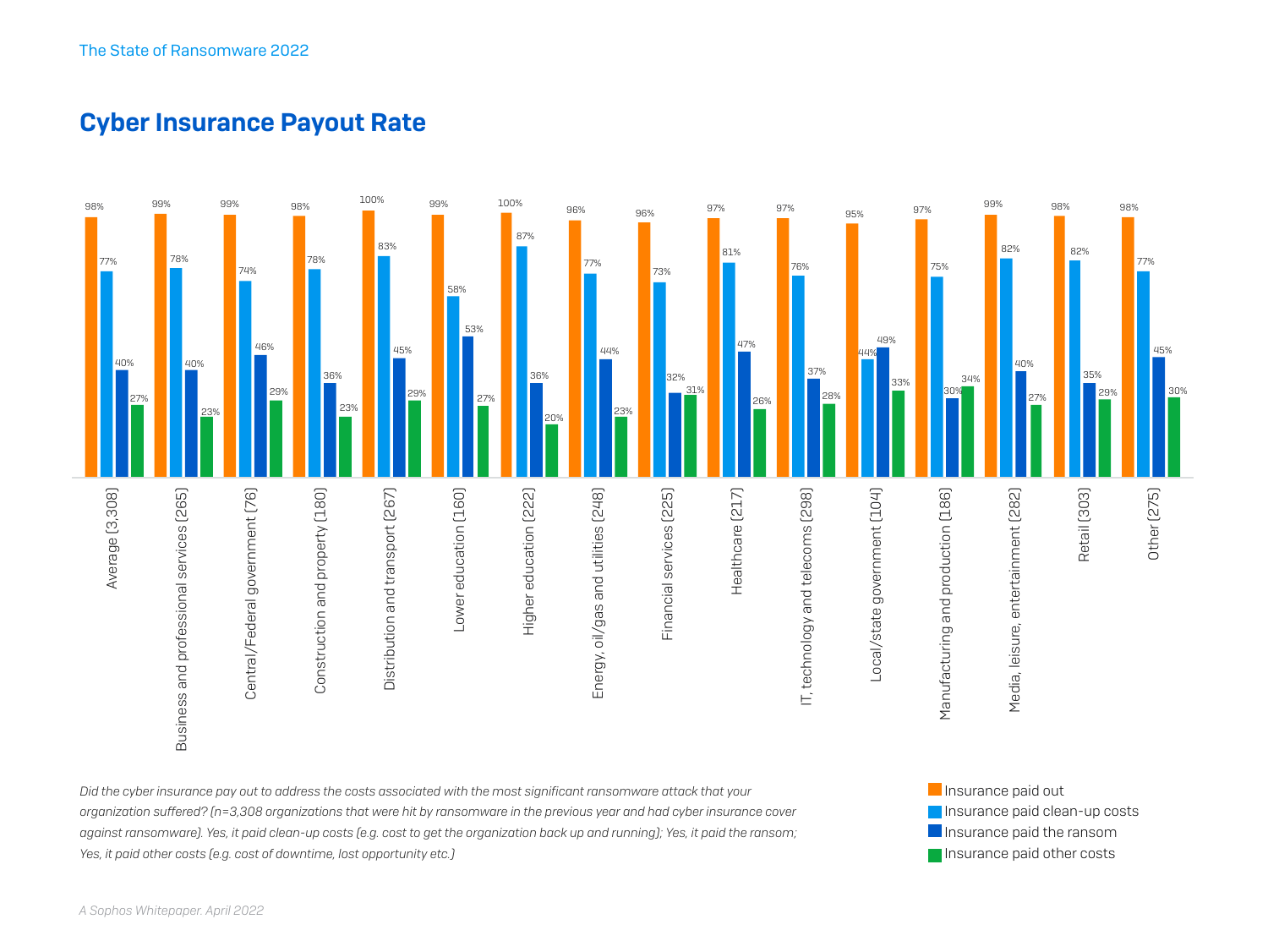## Cyber Insurance Payout Rate

| Sector | Insurance paid out | Insurance paid clean-up costs | Insurance paid the ransom | Insurance paid other costs |
|---|---|---|---|---|
| Average (3,308) | 98% | 77% | 40% | 27% |
| Business and professional services (265) | 99% | 78% | 40% | 23% |
| Central/Federal government (76) | 99% | 74% | 46% | 29% |
| Construction and property (180) | 98% | 78% | 36% | 23% |
| Distribution and transport (267) | 100% | 83% | 45% | 29% |
| Lower education (160) | 99% | 58% | 53% | 27% |
| Higher education (222) | 100% | 87% | 36% | 20% |
| Energy, oil/gas and utilities (248) | 96% | 77% | 44% | 23% |
| Financial services (225) | 96% | 73% | 32% | 31% |
| Healthcare (217) | 97% | 81% | 47% | 26% |
| IT, technology and telecoms (298) | 97% | 76% | 37% | 28% |
| Local/state government (104) | 95% | 44% | 49% | 33% |
| Manufacturing and production (186) | 97% | 75% | 30% | 34% |
| Media, leisure, entertainment (282) | 99% | 82% | 40% | 27% |
| Retail (303) | 98% | 82% | 35% | 29% |
| Other (275) | 98% | 77% | 45% | 30% |

*Did the cyber insurance pay out to address the costs associated with the most significant ransomware attack that your organization suffered? (n=3,308 organizations that were hit by ransomware in the previous year and had cyber insurance cover against ransomware). Yes, it paid clean-up costs (e.g. cost to get the organization back up and running); Yes, it paid the ransom; Yes, it paid other costs (e.g. cost of downtime, lost opportunity etc.)*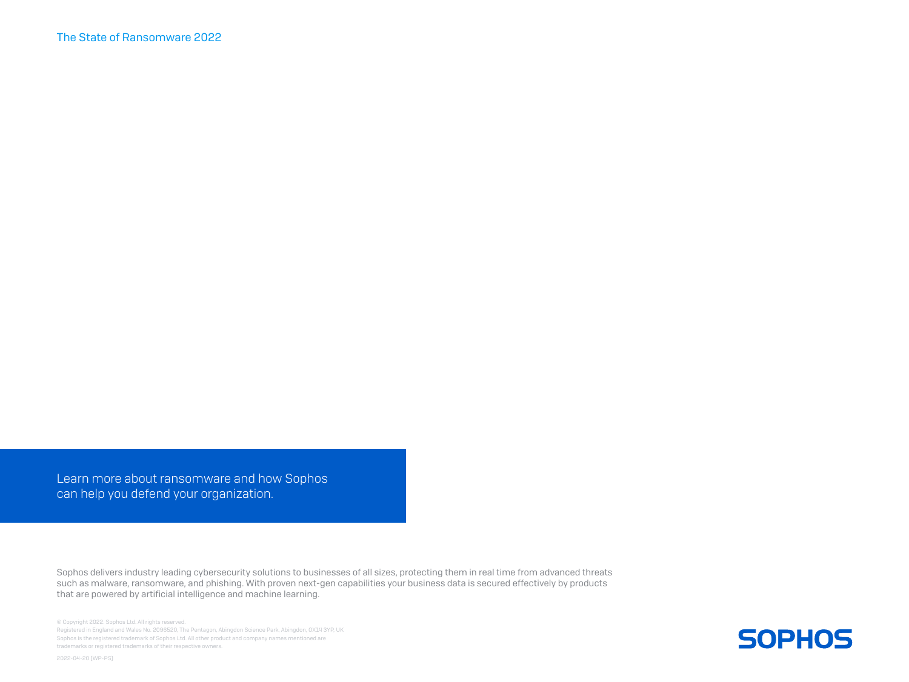Learn more about ransomware and how Sophos can help you defend your organization.

Sophos delivers industry leading cybersecurity solutions to businesses of all sizes, protecting them in real time from advanced threats such as malware, ransomware, and phishing. With proven next-gen capabilities your business data is secured effectively by products that are powered by artificial intelligence and machine learning.

© Copyright 2022. Sophos Ltd. All rights reserved.
Registered in England and Wales No. 2096520, The Pentagon, Abingdon Science Park, Abingdon, OX14 3YP, UK
Sophos is the registered trademark of Sophos Ltd. All other product and company names mentioned are trademarks or registered trademarks of their respective owners.

2022-04-20 (WP-PS)

SOPHOS